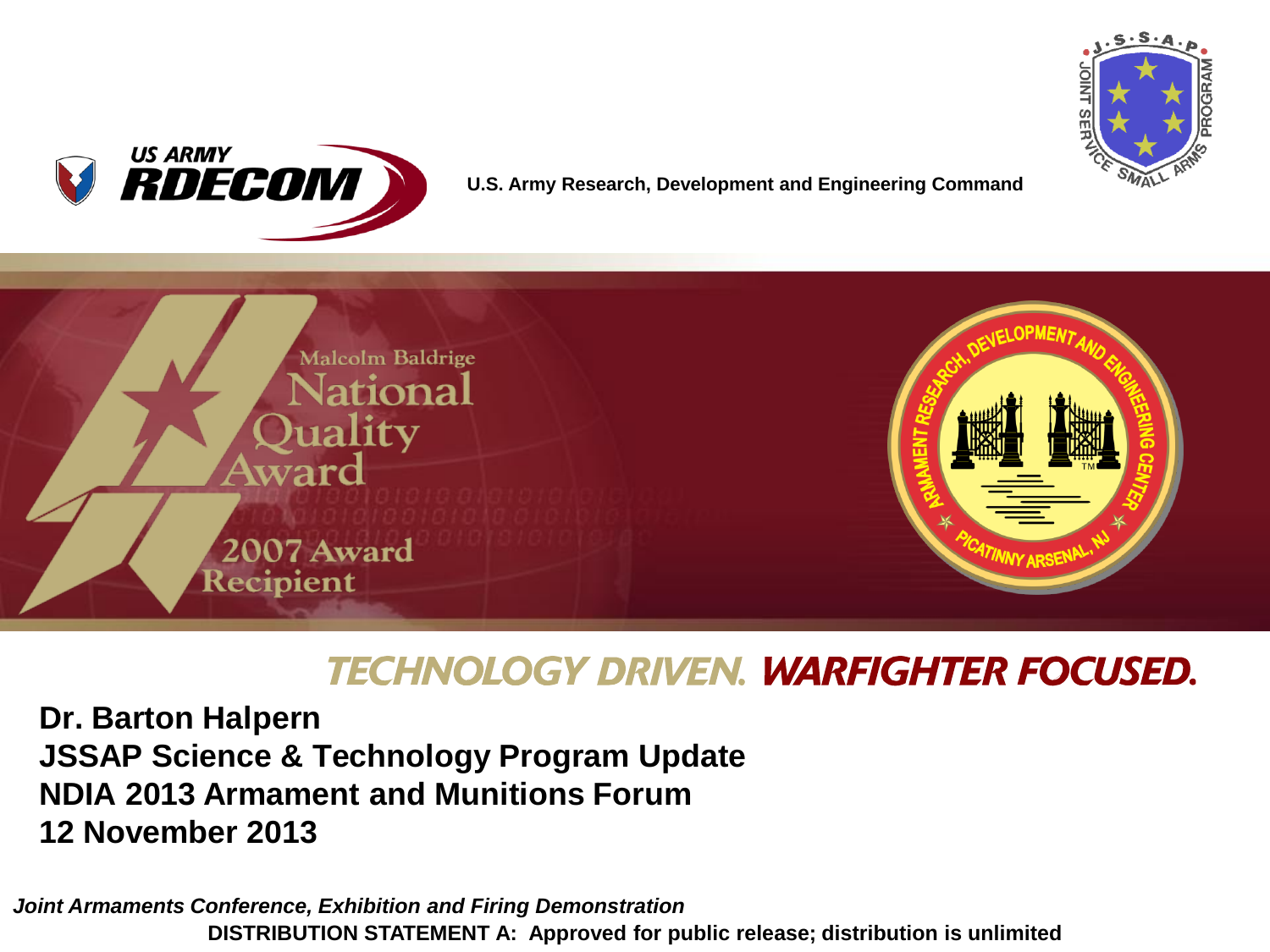US ARMY RDECOM

U.S. Army Research, Development and Engineering Command

Malcolm Baldrige National Quality Award

2007 Award Recipient

TECHNOLOGY DRIVEN. WARFIGHTER FOCUSED.

**Dr. Barton Halpern**
**JSSAP Science & Technology Program Update**
**NDIA 2013 Armament and Munitions Forum**
**12 November 2013**

***Joint Armaments Conference, Exhibition and Firing Demonstration***

**DISTRIBUTION STATEMENT A: Approved for public release; distribution is unlimited**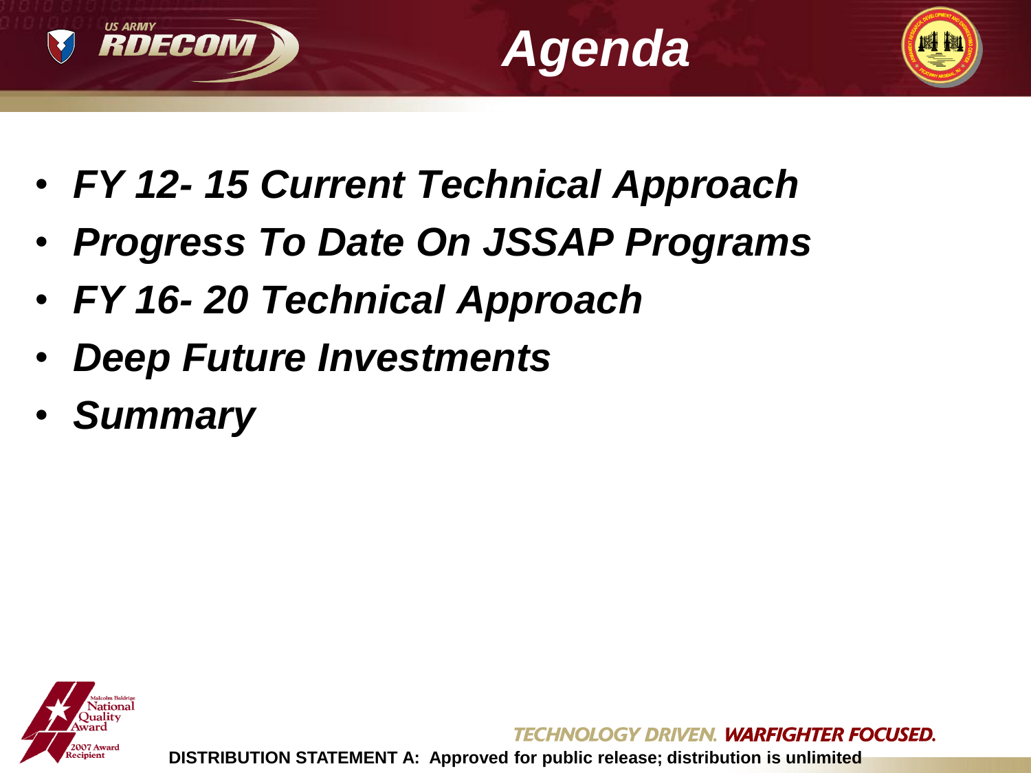# Agenda

- ***FY 12- 15 Current Technical Approach***
- ***Progress To Date On JSSAP Programs***
- ***FY 16- 20 Technical Approach***
- ***Deep Future Investments***
- ***Summary***

**DISTRIBUTION STATEMENT A: Approved for public release; distribution is unlimited**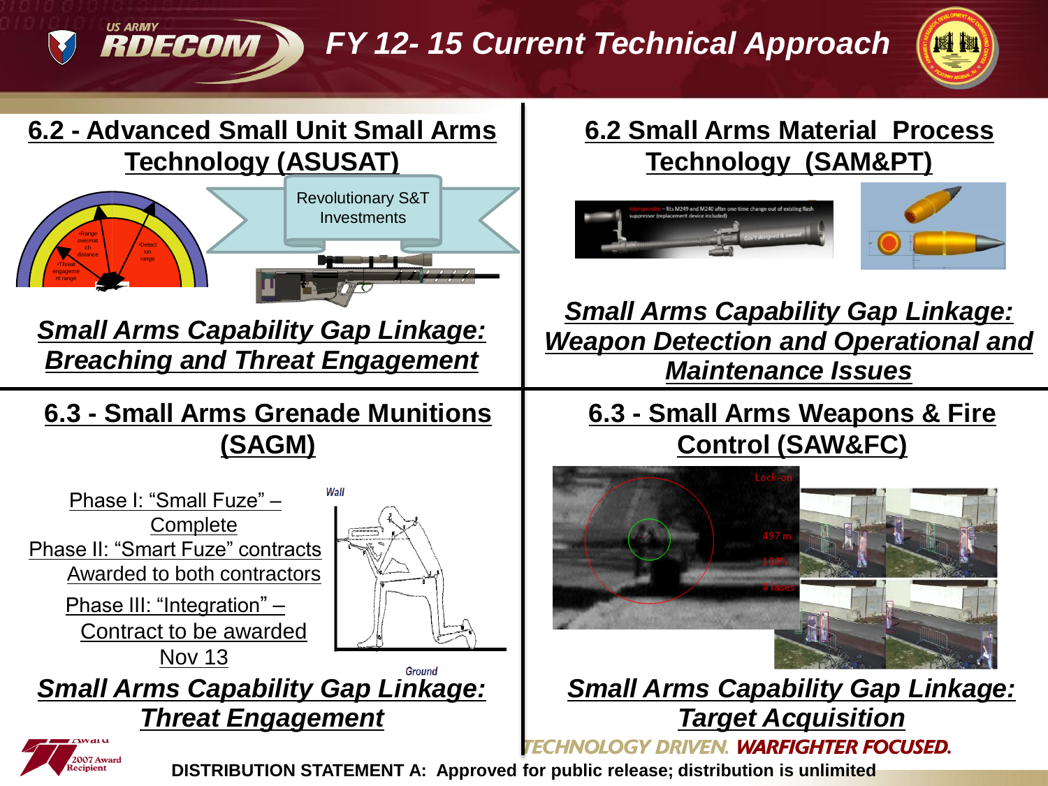# FY 12- 15 Current Technical Approach

## 6.2 - Advanced Small Unit Small Arms Technology (ASUSAT)

Revolutionary S&T Investments

***Small Arms Capability Gap Linkage: Breaching and Threat Engagement***

## 6.2 Small Arms Material Process Technology (SAM&PT)

***Small Arms Capability Gap Linkage: Weapon Detection and Operational and Maintenance Issues***

## 6.3 - Small Arms Grenade Munitions (SAGM)

Phase I: "Small Fuze" – Complete

Phase II: "Smart Fuze" contracts Awarded to both contractors

Phase III: "Integration" – Contract to be awarded Nov 13

***Small Arms Capability Gap Linkage: Threat Engagement***

## 6.3 - Small Arms Weapons & Fire Control (SAW&FC)

***Small Arms Capability Gap Linkage: Target Acquisition***

TECHNOLOGY DRIVEN. WARFIGHTER FOCUSED.

**DISTRIBUTION STATEMENT A: Approved for public release; distribution is unlimited**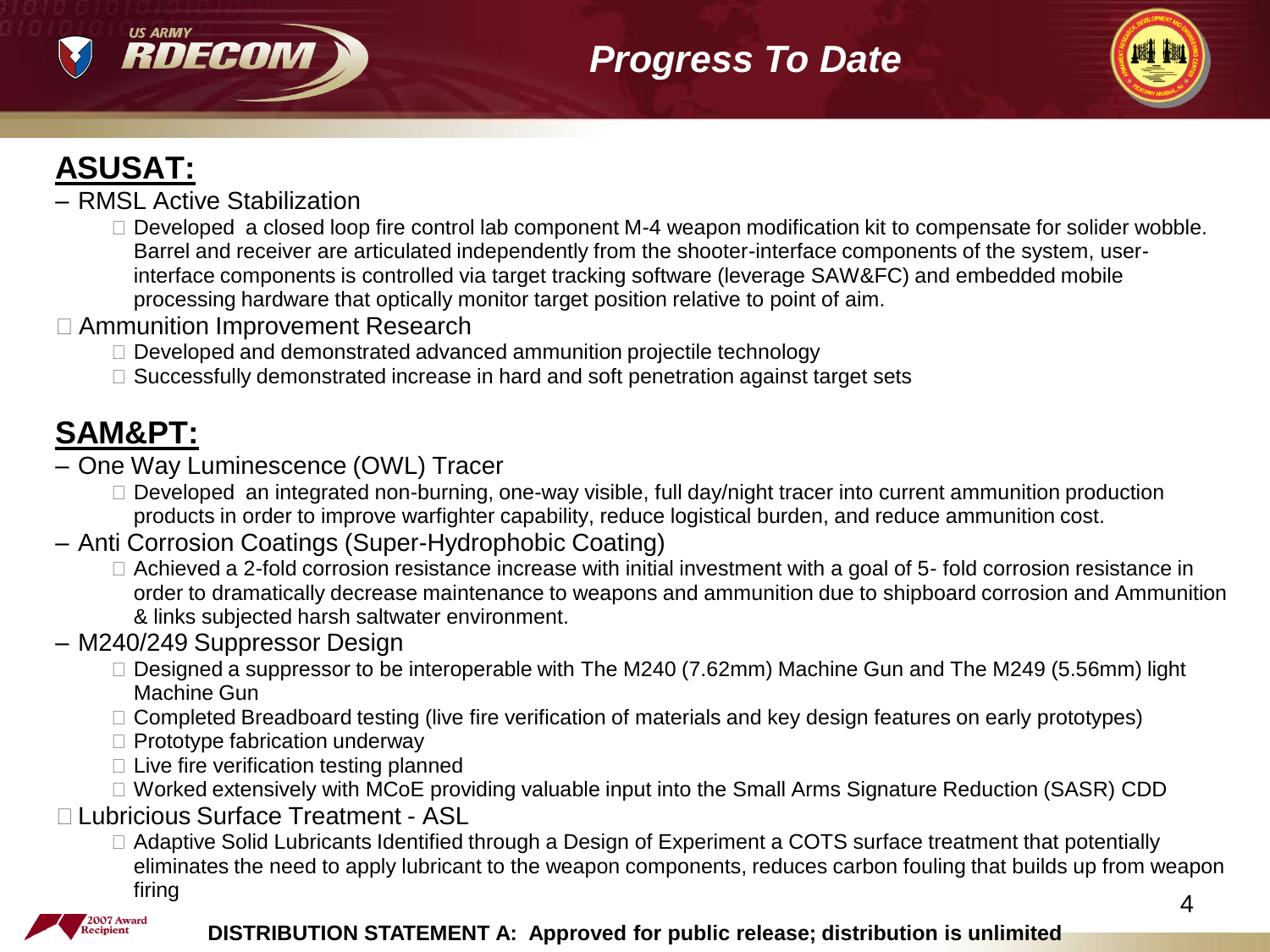# Progress To Date

## ASUSAT:

- RMSL Active Stabilization
  - Developed a closed loop fire control lab component M-4 weapon modification kit to compensate for solider wobble. Barrel and receiver are articulated independently from the shooter-interface components of the system, user-interface components is controlled via target tracking software (leverage SAW&FC) and embedded mobile processing hardware that optically monitor target position relative to point of aim.
- Ammunition Improvement Research
  - Developed and demonstrated advanced ammunition projectile technology
  - Successfully demonstrated increase in hard and soft penetration against target sets

## SAM&PT:

- One Way Luminescence (OWL) Tracer
  - Developed an integrated non-burning, one-way visible, full day/night tracer into current ammunition production products in order to improve warfighter capability, reduce logistical burden, and reduce ammunition cost.
- Anti Corrosion Coatings (Super-Hydrophobic Coating)
  - Achieved a 2-fold corrosion resistance increase with initial investment with a goal of 5- fold corrosion resistance in order to dramatically decrease maintenance to weapons and ammunition due to shipboard corrosion and Ammunition & links subjected harsh saltwater environment.
- M240/249 Suppressor Design
  - Designed a suppressor to be interoperable with The M240 (7.62mm) Machine Gun and The M249 (5.56mm) light Machine Gun
  - Completed Breadboard testing (live fire verification of materials and key design features on early prototypes)
  - Prototype fabrication underway
  - Live fire verification testing planned
  - Worked extensively with MCoE providing valuable input into the Small Arms Signature Reduction (SASR) CDD
- Lubricious Surface Treatment - ASL
  - Adaptive Solid Lubricants Identified through a Design of Experiment a COTS surface treatment that potentially eliminates the need to apply lubricant to the weapon components, reduces carbon fouling that builds up from weapon firing

**DISTRIBUTION STATEMENT A: Approved for public release; distribution is unlimited**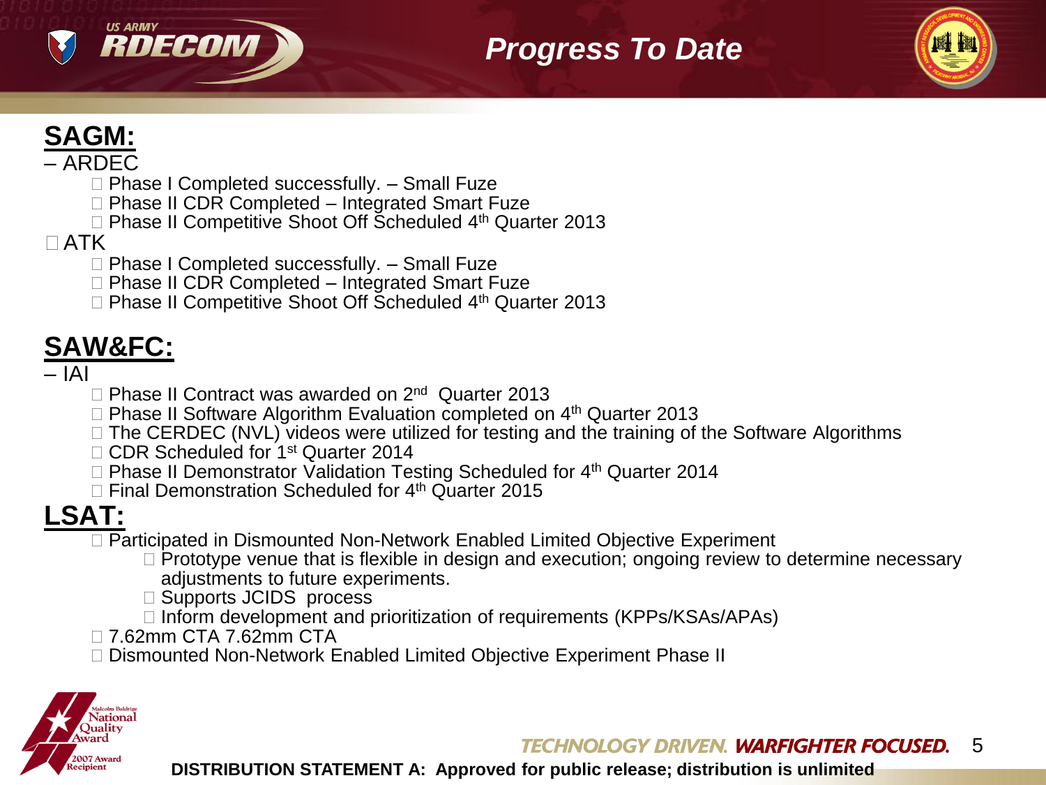# Progress To Date

## SAGM:

– ARDEC

- Phase I Completed successfully. – Small Fuze
- Phase II CDR Completed – Integrated Smart Fuze
- Phase II Competitive Shoot Off Scheduled 4th Quarter 2013

ATK

- Phase I Completed successfully. – Small Fuze
- Phase II CDR Completed – Integrated Smart Fuze
- Phase II Competitive Shoot Off Scheduled 4th Quarter 2013

## SAW&FC:

– IAI

- Phase II Contract was awarded on 2nd Quarter 2013
- Phase II Software Algorithm Evaluation completed on 4th Quarter 2013
- The CERDEC (NVL) videos were utilized for testing and the training of the Software Algorithms
- CDR Scheduled for 1st Quarter 2014
- Phase II Demonstrator Validation Testing Scheduled for 4th Quarter 2014
- Final Demonstration Scheduled for 4th Quarter 2015

## LSAT:

- Participated in Dismounted Non-Network Enabled Limited Objective Experiment
  - Prototype venue that is flexible in design and execution; ongoing review to determine necessary adjustments to future experiments.
  - Supports JCIDS process
  - Inform development and prioritization of requirements (KPPs/KSAs/APAs)
- 7.62mm CTA 7.62mm CTA
- Dismounted Non-Network Enabled Limited Objective Experiment Phase II

DISTRIBUTION STATEMENT A: Approved for public release; distribution is unlimited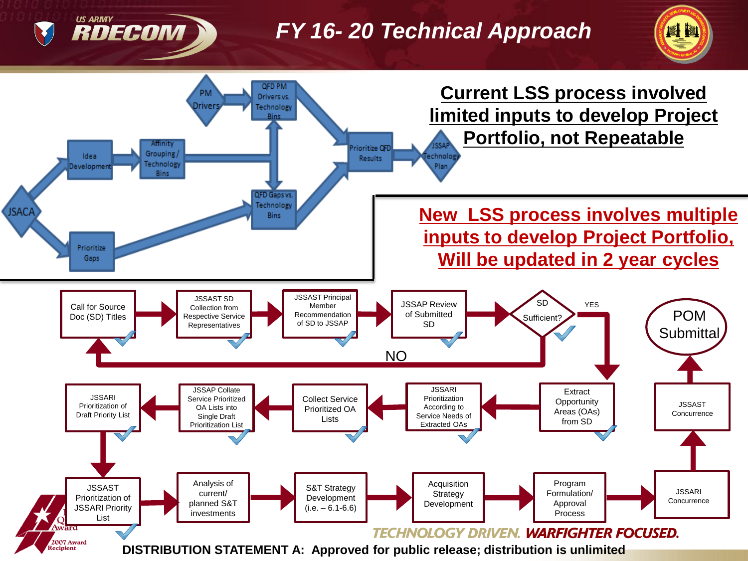# FY 16- 20 Technical Approach

JSACA → Idea Development → Affinity Grouping / Technology Bins
JSACA → Prioritize Gaps → QFD Gaps vs. Technology Bins
PM Drivers → QFD PM Drivers vs. Technology Bins
QFD PM Drivers vs. Technology Bins / QFD Gaps vs. Technology Bins → Prioritize QFD Results → JSSAP Technology Plan

**Current LSS process involved limited inputs to develop Project Portfolio, not Repeatable**

**New LSS process involves multiple inputs to develop Project Portfolio, Will be updated in 2 year cycles**

1. Call for Source Doc (SD) Titles
2. JSSAST SD Collection from Respective Service Representatives
3. JSSAST Principal Member Recommendation of SD to JSSAP
4. JSSAP Review of Submitted SD
5. SD Sufficient? (NO → Call for Source Doc (SD) Titles; YES → Extract Opportunity Areas (OAs) from SD)
6. Extract Opportunity Areas (OAs) from SD
7. JSSARI Prioritization According to Service Needs of Extracted OAs
8. Collect Service Prioritized OA Lists
9. JSSAP Collate Service Prioritized OA Lists into Single Draft Prioritization List
10. JSSARI Prioritization of Draft Priority List
11. JSSAST Prioritization of JSSARI Priority List
12. Analysis of current/ planned S&T investments
13. S&T Strategy Development (i.e. – 6.1-6.6)
14. Acquisition Strategy Development
15. Program Formulation/ Approval Process
16. JSSARI Concurrence
17. JSSAST Concurrence
18. POM Submittal

TECHNOLOGY DRIVEN. WARFIGHTER FOCUSED.

DISTRIBUTION STATEMENT A: Approved for public release; distribution is unlimited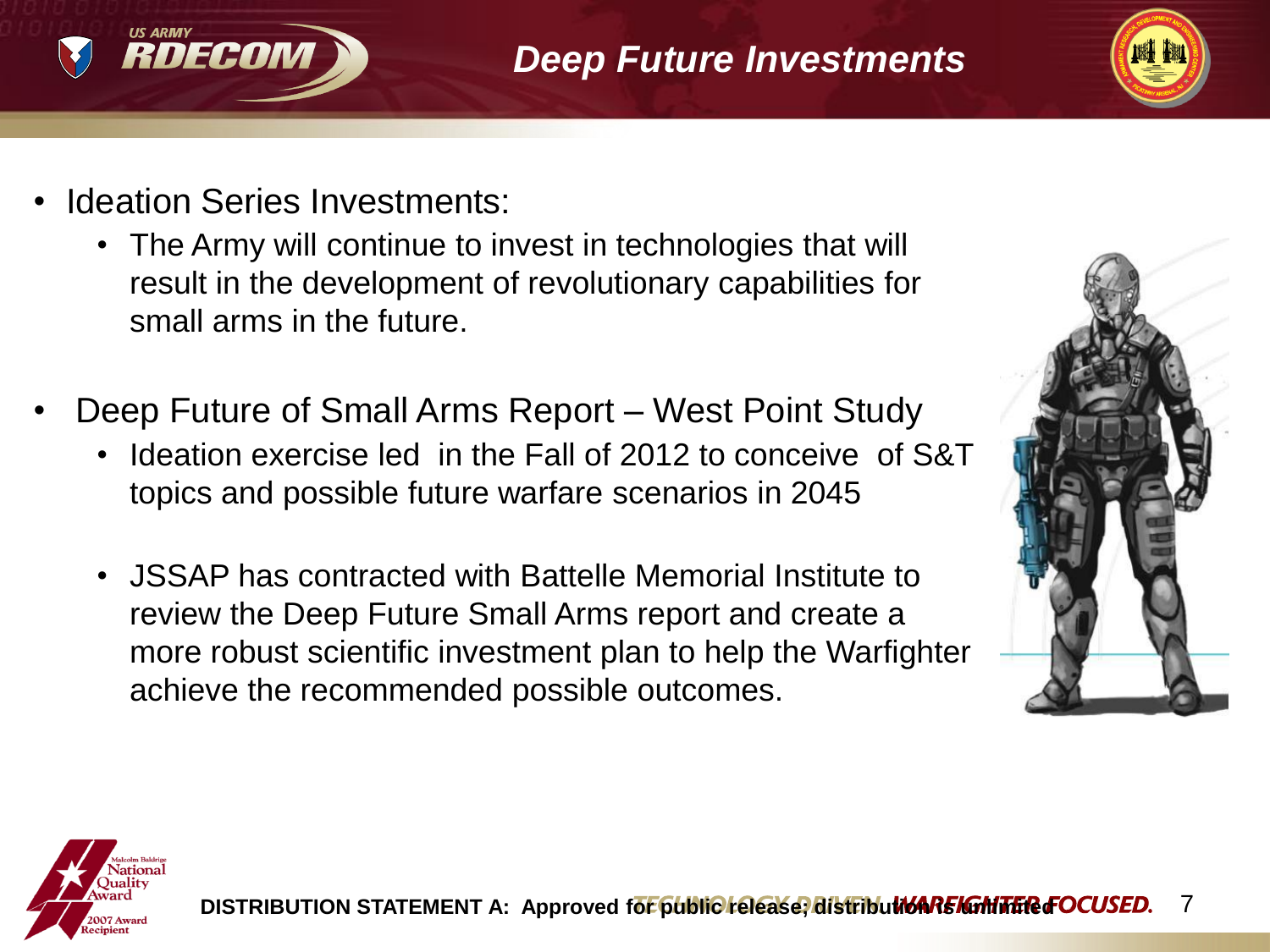# Deep Future Investments

- Ideation Series Investments:
  - The Army will continue to invest in technologies that will result in the development of revolutionary capabilities for small arms in the future.
- Deep Future of Small Arms Report – West Point Study
  - Ideation exercise led in the Fall of 2012 to conceive of S&T topics and possible future warfare scenarios in 2045
  - JSSAP has contracted with Battelle Memorial Institute to review the Deep Future Small Arms report and create a more robust scientific investment plan to help the Warfighter achieve the recommended possible outcomes.

DISTRIBUTION STATEMENT A: Approved for public release; distribution is unlimited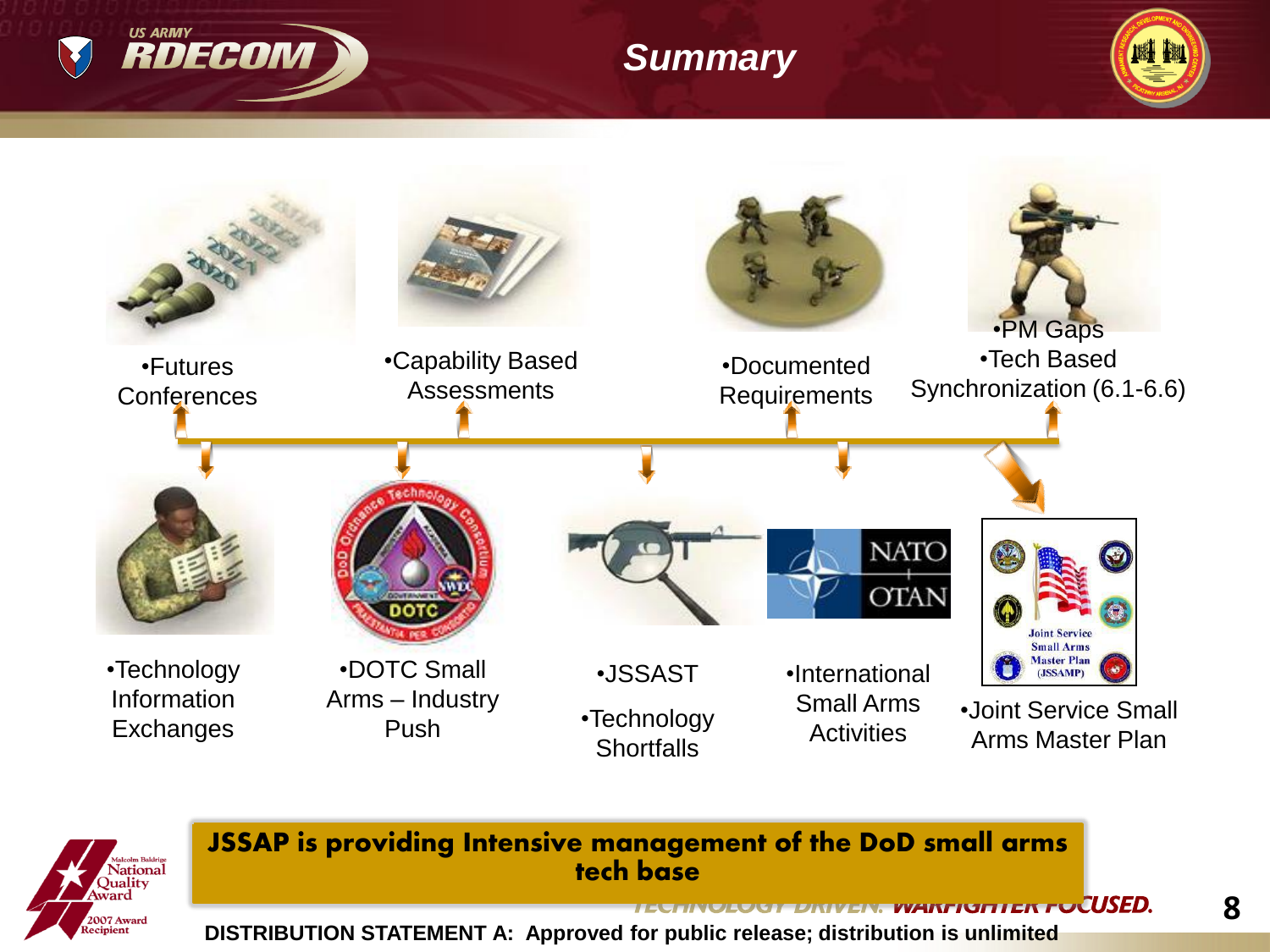# Summary

- Futures Conferences
- Capability Based Assessments
- Documented Requirements
- PM Gaps
- Tech Based Synchronization (6.1-6.6)

- Technology Information Exchanges
- DOTC Small Arms – Industry Push
- JSSAST
- Technology Shortfalls
- International Small Arms Activities
- Joint Service Small Arms Master Plan

**JSSAP is providing Intensive management of the DoD small arms tech base**

TECHNOLOGY DRIVEN. WARFIGHTER FOCUSED.

**DISTRIBUTION STATEMENT A: Approved for public release; distribution is unlimited**